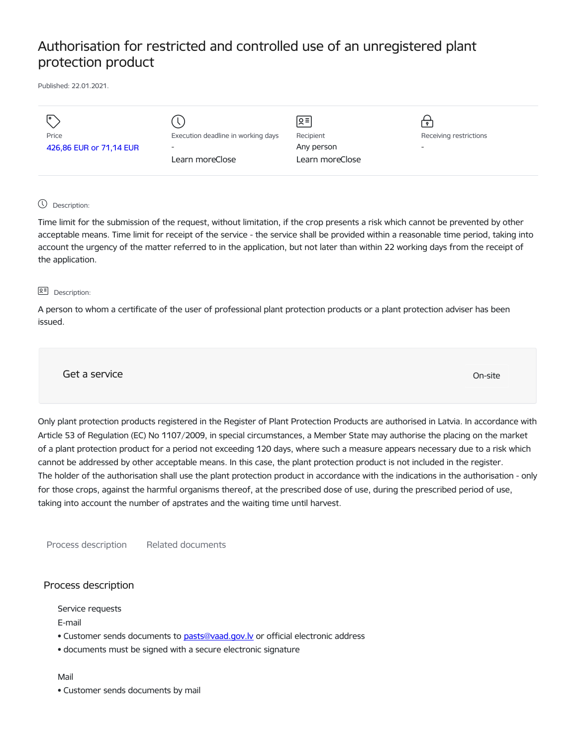# Authorisation for restricted and controlled use of an unregistered plant protection product

Published: 22.01.2021.

| Price | Execution deadline in working days | Recipient | Receiving restrictions |
| --- | --- | --- | --- |
| 426,86 EUR or 71,14 EUR | - | Any person | - |
| | Learn moreClose | Learn moreClose | |

Description:

Time limit for the submission of the request, without limitation, if the crop presents a risk which cannot be prevented by other acceptable means. Time limit for receipt of the service - the service shall be provided within a reasonable time period, taking into account the urgency of the matter referred to in the application, but not later than within 22 working days from the receipt of the application.

Description:

A person to whom a certificate of the user of professional plant protection products or a plant protection adviser has been issued.

Get a service

On-site

Only plant protection products registered in the Register of Plant Protection Products are authorised in Latvia. In accordance with Article 53 of Regulation (EC) No 1107/2009, in special circumstances, a Member State may authorise the placing on the market of a plant protection product for a period not exceeding 120 days, where such a measure appears necessary due to a risk which cannot be addressed by other acceptable means. In this case, the plant protection product is not included in the register.
The holder of the authorisation shall use the plant protection product in accordance with the indications in the authorisation - only for those crops, against the harmful organisms thereof, at the prescribed dose of use, during the prescribed period of use, taking into account the number of apstrates and the waiting time until harvest.

Process description    Related documents

## Process description

Service requests

E-mail

- Customer sends documents to pasts@vaad.gov.lv or official electronic address
- documents must be signed with a secure electronic signature

Mail

- Customer sends documents by mail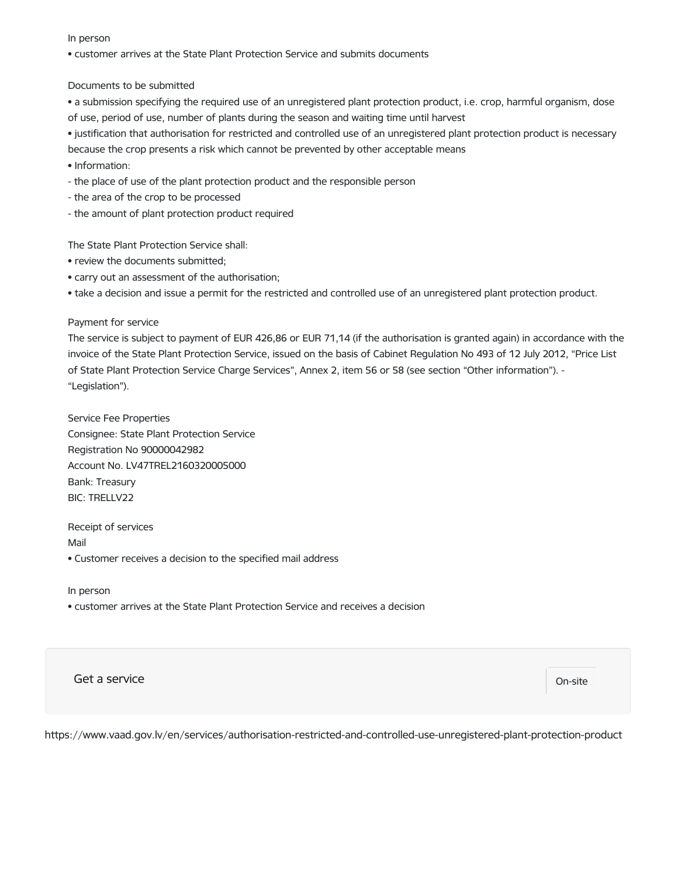In person

• customer arrives at the State Plant Protection Service and submits documents

Documents to be submitted

• a submission specifying the required use of an unregistered plant protection product, i.e. crop, harmful organism, dose of use, period of use, number of plants during the season and waiting time until harvest
• justification that authorisation for restricted and controlled use of an unregistered plant protection product is necessary because the crop presents a risk which cannot be prevented by other acceptable means
• Information:
- the place of use of the plant protection product and the responsible person
- the area of the crop to be processed
- the amount of plant protection product required

The State Plant Protection Service shall:

• review the documents submitted;
• carry out an assessment of the authorisation;
• take a decision and issue a permit for the restricted and controlled use of an unregistered plant protection product.

Payment for service

The service is subject to payment of EUR 426,86 or EUR 71,14 (if the authorisation is granted again) in accordance with the invoice of the State Plant Protection Service, issued on the basis of Cabinet Regulation No 493 of 12 July 2012, "Price List of State Plant Protection Service Charge Services", Annex 2, item 56 or 58 (see section "Other information"). - "Legislation").

Service Fee Properties

Consignee: State Plant Protection Service
Registration No 90000042982
Account No. LV47TREL2160320005000
Bank: Treasury
BIC: TRELLV22

Receipt of services

Mail

• Customer receives a decision to the specified mail address

In person

• customer arrives at the State Plant Protection Service and receives a decision

Get a service On-site

https://www.vaad.gov.lv/en/services/authorisation-restricted-and-controlled-use-unregistered-plant-protection-product